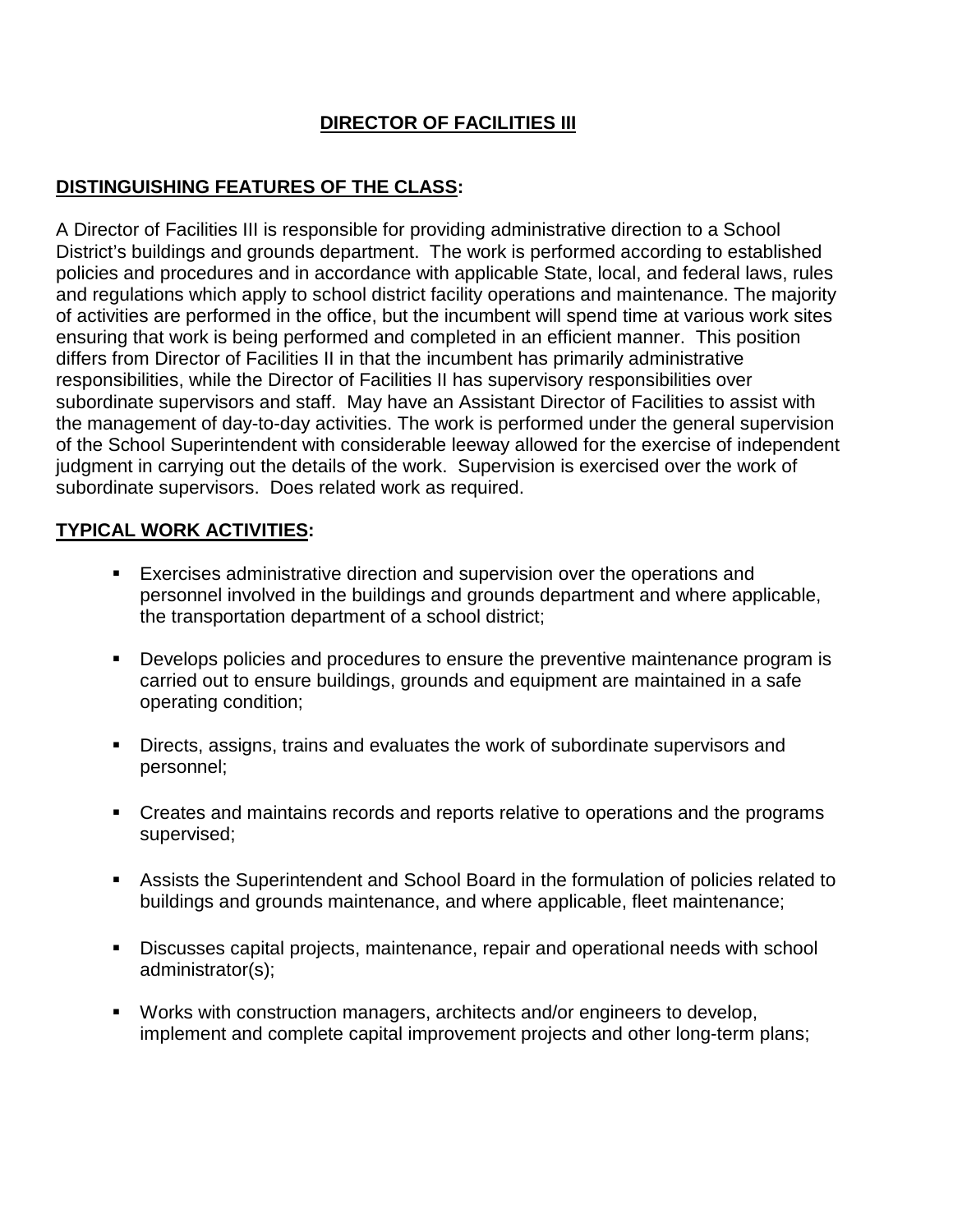# DIRECTOR OF FACILITIES III

## DISTINGUISHING FEATURES OF THE CLASS:

A Director of Facilities III is responsible for providing administrative direction to a School District's buildings and grounds department. The work is performed according to established policies and procedures and in accordance with applicable State, local, and federal laws, rules and regulations which apply to school district facility operations and maintenance. The majority of activities are performed in the office, but the incumbent will spend time at various work sites ensuring that work is being performed and completed in an efficient manner. This position differs from Director of Facilities II in that the incumbent has primarily administrative responsibilities, while the Director of Facilities II has supervisory responsibilities over subordinate supervisors and staff. May have an Assistant Director of Facilities to assist with the management of day-to-day activities. The work is performed under the general supervision of the School Superintendent with considerable leeway allowed for the exercise of independent judgment in carrying out the details of the work. Supervision is exercised over the work of subordinate supervisors. Does related work as required.

## TYPICAL WORK ACTIVITIES:

- Exercises administrative direction and supervision over the operations and personnel involved in the buildings and grounds department and where applicable, the transportation department of a school district;
- Develops policies and procedures to ensure the preventive maintenance program is carried out to ensure buildings, grounds and equipment are maintained in a safe operating condition;
- Directs, assigns, trains and evaluates the work of subordinate supervisors and personnel;
- Creates and maintains records and reports relative to operations and the programs supervised;
- Assists the Superintendent and School Board in the formulation of policies related to buildings and grounds maintenance, and where applicable, fleet maintenance;
- Discusses capital projects, maintenance, repair and operational needs with school administrator(s);
- Works with construction managers, architects and/or engineers to develop, implement and complete capital improvement projects and other long-term plans;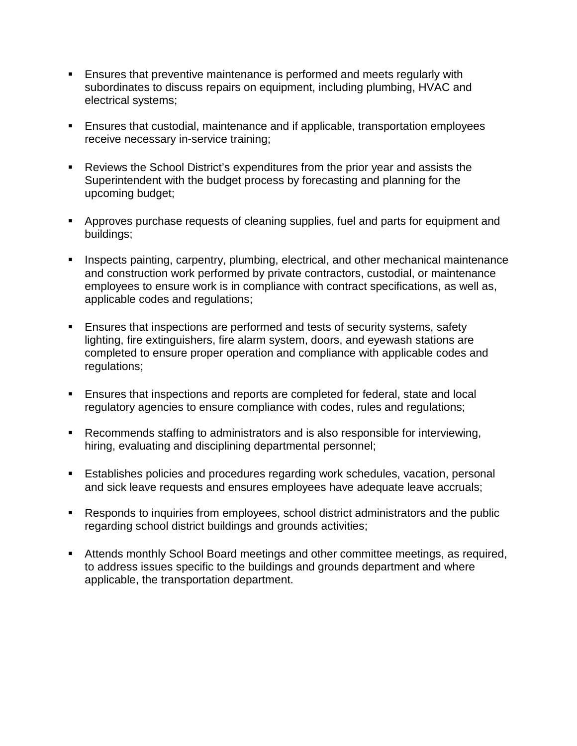- Ensures that preventive maintenance is performed and meets regularly with subordinates to discuss repairs on equipment, including plumbing, HVAC and electrical systems;

- Ensures that custodial, maintenance and if applicable, transportation employees receive necessary in-service training;

- Reviews the School District's expenditures from the prior year and assists the Superintendent with the budget process by forecasting and planning for the upcoming budget;

- Approves purchase requests of cleaning supplies, fuel and parts for equipment and buildings;

- Inspects painting, carpentry, plumbing, electrical, and other mechanical maintenance and construction work performed by private contractors, custodial, or maintenance employees to ensure work is in compliance with contract specifications, as well as, applicable codes and regulations;

- Ensures that inspections are performed and tests of security systems, safety lighting, fire extinguishers, fire alarm system, doors, and eyewash stations are completed to ensure proper operation and compliance with applicable codes and regulations;

- Ensures that inspections and reports are completed for federal, state and local regulatory agencies to ensure compliance with codes, rules and regulations;

- Recommends staffing to administrators and is also responsible for interviewing, hiring, evaluating and disciplining departmental personnel;

- Establishes policies and procedures regarding work schedules, vacation, personal and sick leave requests and ensures employees have adequate leave accruals;

- Responds to inquiries from employees, school district administrators and the public regarding school district buildings and grounds activities;

- Attends monthly School Board meetings and other committee meetings, as required, to address issues specific to the buildings and grounds department and where applicable, the transportation department.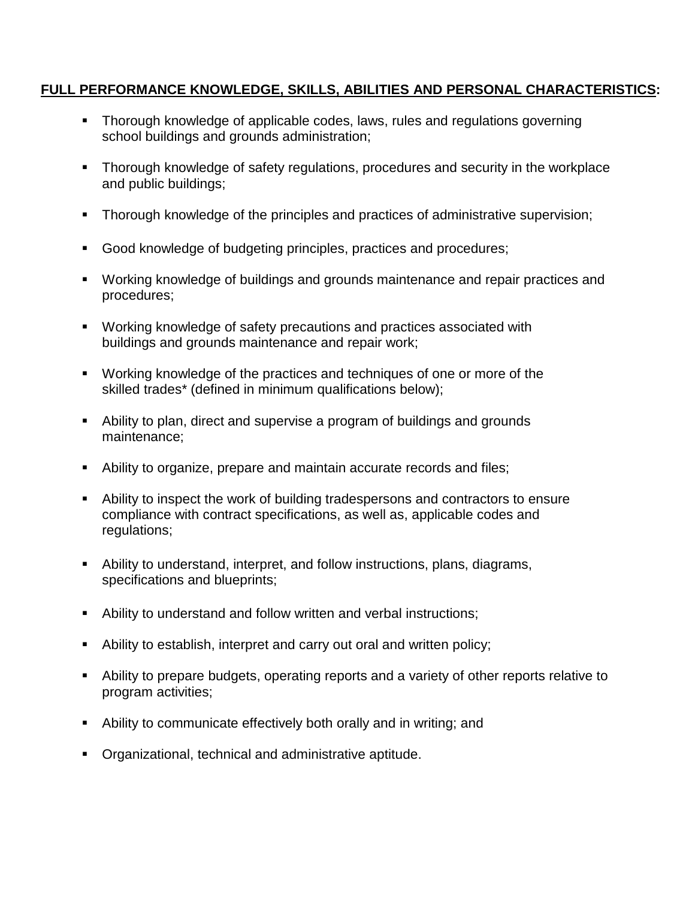**FULL PERFORMANCE KNOWLEDGE, SKILLS, ABILITIES AND PERSONAL CHARACTERISTICS:**

- Thorough knowledge of applicable codes, laws, rules and regulations governing school buildings and grounds administration;
- Thorough knowledge of safety regulations, procedures and security in the workplace and public buildings;
- Thorough knowledge of the principles and practices of administrative supervision;
- Good knowledge of budgeting principles, practices and procedures;
- Working knowledge of buildings and grounds maintenance and repair practices and procedures;
- Working knowledge of safety precautions and practices associated with buildings and grounds maintenance and repair work;
- Working knowledge of the practices and techniques of one or more of the skilled trades* (defined in minimum qualifications below);
- Ability to plan, direct and supervise a program of buildings and grounds maintenance;
- Ability to organize, prepare and maintain accurate records and files;
- Ability to inspect the work of building tradespersons and contractors to ensure compliance with contract specifications, as well as, applicable codes and regulations;
- Ability to understand, interpret, and follow instructions, plans, diagrams, specifications and blueprints;
- Ability to understand and follow written and verbal instructions;
- Ability to establish, interpret and carry out oral and written policy;
- Ability to prepare budgets, operating reports and a variety of other reports relative to program activities;
- Ability to communicate effectively both orally and in writing; and
- Organizational, technical and administrative aptitude.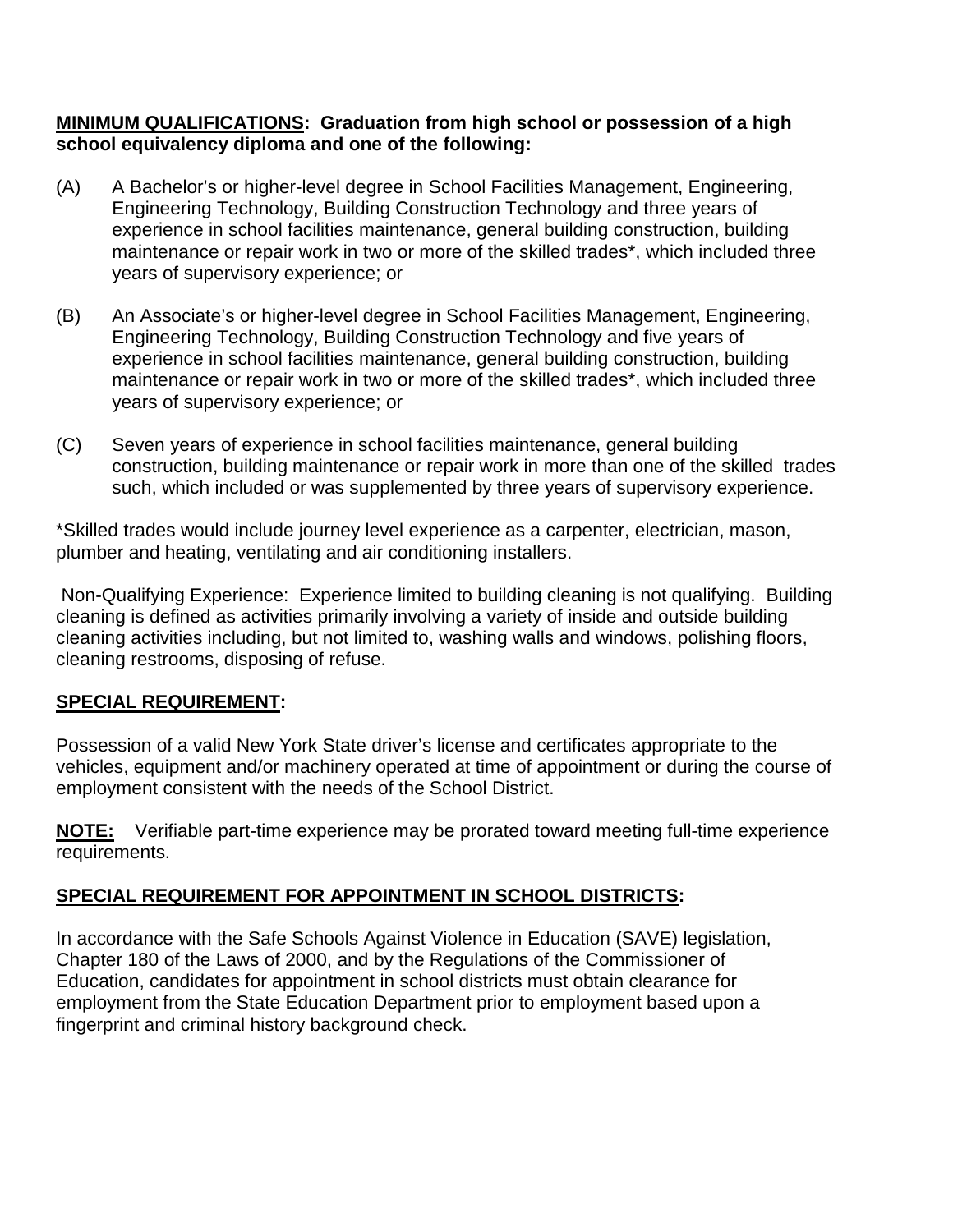**MINIMUM QUALIFICATIONS: Graduation from high school or possession of a high school equivalency diploma and one of the following:**

(A) A Bachelor's or higher-level degree in School Facilities Management, Engineering, Engineering Technology, Building Construction Technology and three years of experience in school facilities maintenance, general building construction, building maintenance or repair work in two or more of the skilled trades*, which included three years of supervisory experience; or

(B) An Associate's or higher-level degree in School Facilities Management, Engineering, Engineering Technology, Building Construction Technology and five years of experience in school facilities maintenance, general building construction, building maintenance or repair work in two or more of the skilled trades*, which included three years of supervisory experience; or

(C) Seven years of experience in school facilities maintenance, general building construction, building maintenance or repair work in more than one of the skilled trades such, which included or was supplemented by three years of supervisory experience.

*Skilled trades would include journey level experience as a carpenter, electrician, mason, plumber and heating, ventilating and air conditioning installers.

Non-Qualifying Experience: Experience limited to building cleaning is not qualifying. Building cleaning is defined as activities primarily involving a variety of inside and outside building cleaning activities including, but not limited to, washing walls and windows, polishing floors, cleaning restrooms, disposing of refuse.

**SPECIAL REQUIREMENT:**

Possession of a valid New York State driver's license and certificates appropriate to the vehicles, equipment and/or machinery operated at time of appointment or during the course of employment consistent with the needs of the School District.

**NOTE:** Verifiable part-time experience may be prorated toward meeting full-time experience requirements.

**SPECIAL REQUIREMENT FOR APPOINTMENT IN SCHOOL DISTRICTS:**

In accordance with the Safe Schools Against Violence in Education (SAVE) legislation, Chapter 180 of the Laws of 2000, and by the Regulations of the Commissioner of Education, candidates for appointment in school districts must obtain clearance for employment from the State Education Department prior to employment based upon a fingerprint and criminal history background check.